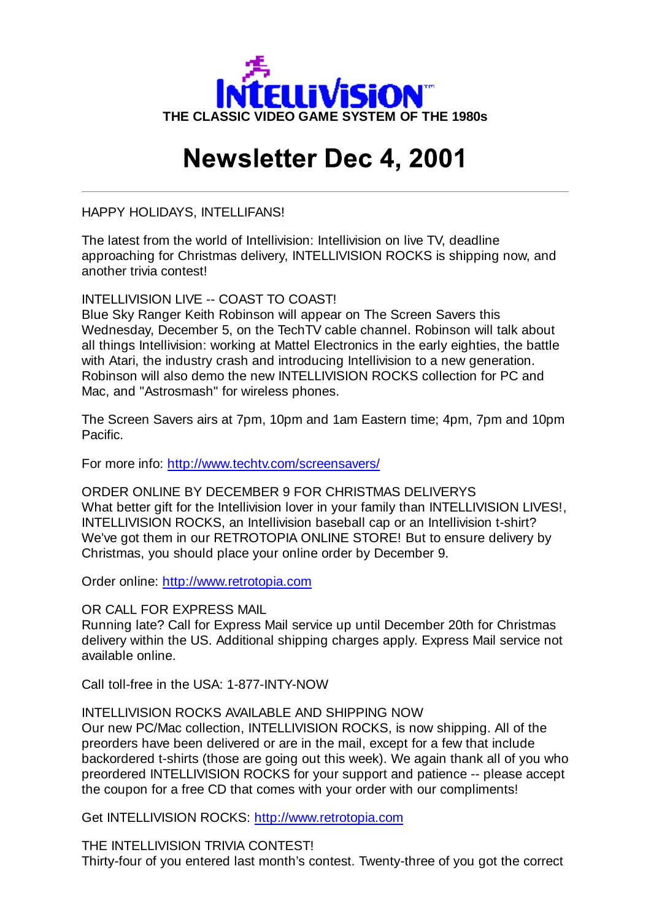INTELLIVISION™

**THE CLASSIC VIDEO GAME SYSTEM OF THE 1980s**

# Newsletter Dec 4, 2001

---

HAPPY HOLIDAYS, INTELLIFANS!

The latest from the world of Intellivision: Intellivision on live TV, deadline approaching for Christmas delivery, INTELLIVISION ROCKS is shipping now, and another trivia contest!

INTELLIVISION LIVE -- COAST TO COAST!
Blue Sky Ranger Keith Robinson will appear on The Screen Savers this Wednesday, December 5, on the TechTV cable channel. Robinson will talk about all things Intellivision: working at Mattel Electronics in the early eighties, the battle with Atari, the industry crash and introducing Intellivision to a new generation. Robinson will also demo the new INTELLIVISION ROCKS collection for PC and Mac, and "Astrosmash" for wireless phones.

The Screen Savers airs at 7pm, 10pm and 1am Eastern time; 4pm, 7pm and 10pm Pacific.

For more info: [http://www.techtv.com/screensavers/](http://www.techtv.com/screensavers/)

ORDER ONLINE BY DECEMBER 9 FOR CHRISTMAS DELIVERYS
What better gift for the Intellivision lover in your family than INTELLIVISION LIVES!, INTELLIVISION ROCKS, an Intellivision baseball cap or an Intellivision t-shirt? We've got them in our RETROTOPIA ONLINE STORE! But to ensure delivery by Christmas, you should place your online order by December 9.

Order online: [http://www.retrotopia.com](http://www.retrotopia.com)

OR CALL FOR EXPRESS MAIL
Running late? Call for Express Mail service up until December 20th for Christmas delivery within the US. Additional shipping charges apply. Express Mail service not available online.

Call toll-free in the USA: 1-877-INTY-NOW

INTELLIVISION ROCKS AVAILABLE AND SHIPPING NOW
Our new PC/Mac collection, INTELLIVISION ROCKS, is now shipping. All of the preorders have been delivered or are in the mail, except for a few that include backordered t-shirts (those are going out this week). We again thank all of you who preordered INTELLIVISION ROCKS for your support and patience -- please accept the coupon for a free CD that comes with your order with our compliments!

Get INTELLIVISION ROCKS: [http://www.retrotopia.com](http://www.retrotopia.com)

THE INTELLIVISION TRIVIA CONTEST!
Thirty-four of you entered last month's contest. Twenty-three of you got the correct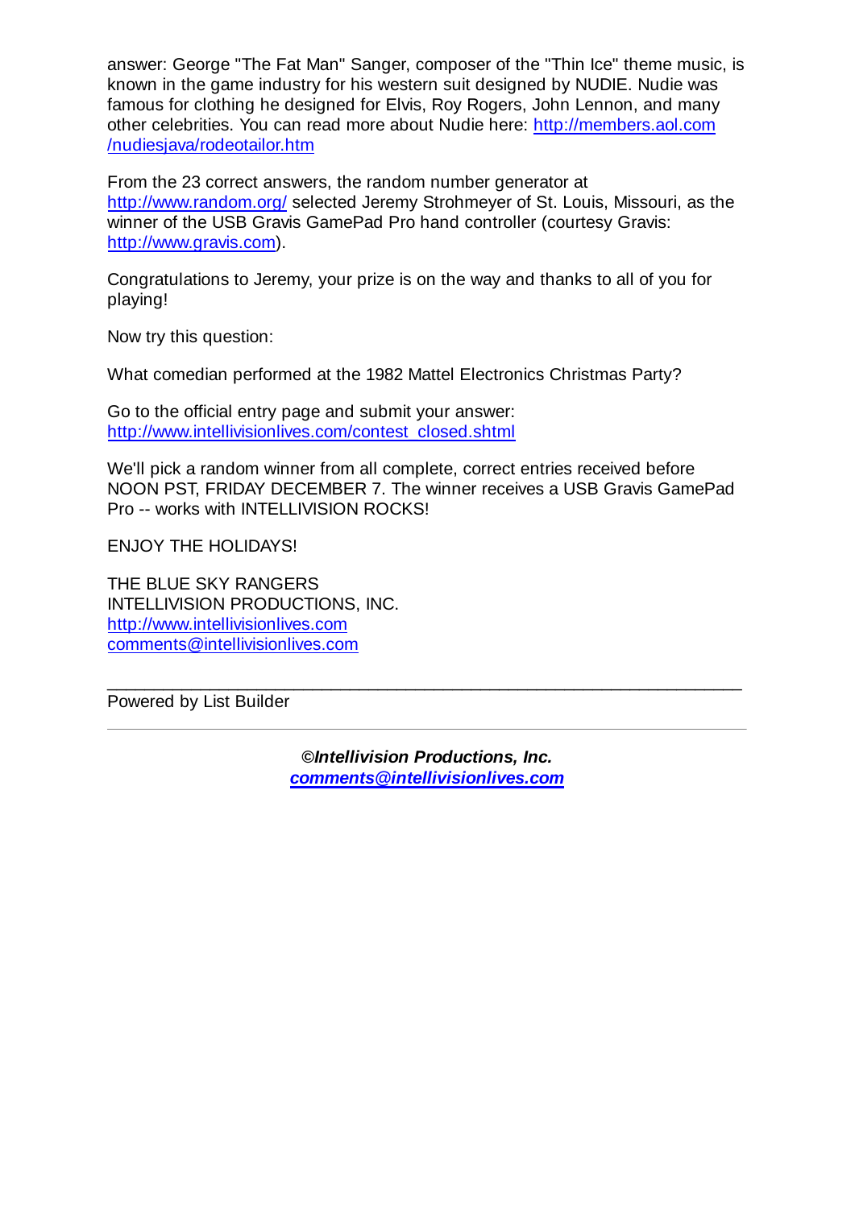answer: George "The Fat Man" Sanger, composer of the "Thin Ice" theme music, is known in the game industry for his western suit designed by NUDIE. Nudie was famous for clothing he designed for Elvis, Roy Rogers, John Lennon, and many other celebrities. You can read more about Nudie here: http://members.aol.com/nudiesjava/rodeotailor.htm

From the 23 correct answers, the random number generator at http://www.random.org/ selected Jeremy Strohmeyer of St. Louis, Missouri, as the winner of the USB Gravis GamePad Pro hand controller (courtesy Gravis: http://www.gravis.com).

Congratulations to Jeremy, your prize is on the way and thanks to all of you for playing!

Now try this question:

What comedian performed at the 1982 Mattel Electronics Christmas Party?

Go to the official entry page and submit your answer:
http://www.intellivisionlives.com/contest_closed.shtml

We'll pick a random winner from all complete, correct entries received before NOON PST, FRIDAY DECEMBER 7. The winner receives a USB Gravis GamePad Pro -- works with INTELLIVISION ROCKS!

ENJOY THE HOLIDAYS!

THE BLUE SKY RANGERS
INTELLIVISION PRODUCTIONS, INC.
http://www.intellivisionlives.com
comments@intellivisionlives.com

______________________________________________________________________
Powered by List Builder

---

***©Intellivision Productions, Inc.***
***comments@intellivisionlives.com***